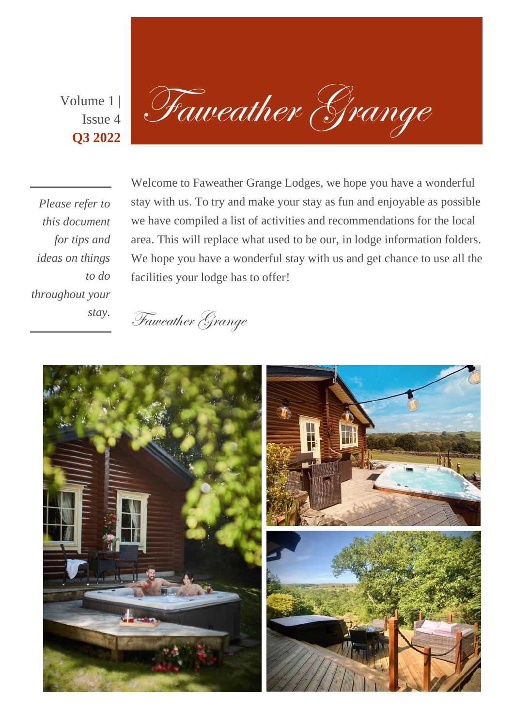Volume 1 | Issue 4
**Q3 2022**

# Faweather Grange

*Please refer to this document for tips and ideas on things to do throughout your stay.*

Welcome to Faweather Grange Lodges, we hope you have a wonderful stay with us. To try and make your stay as fun and enjoyable as possible we have compiled a list of activities and recommendations for the local area. This will replace what used to be our, in lodge information folders. We hope you have a wonderful stay with us and get chance to use all the facilities your lodge has to offer!

*Faweather Grange*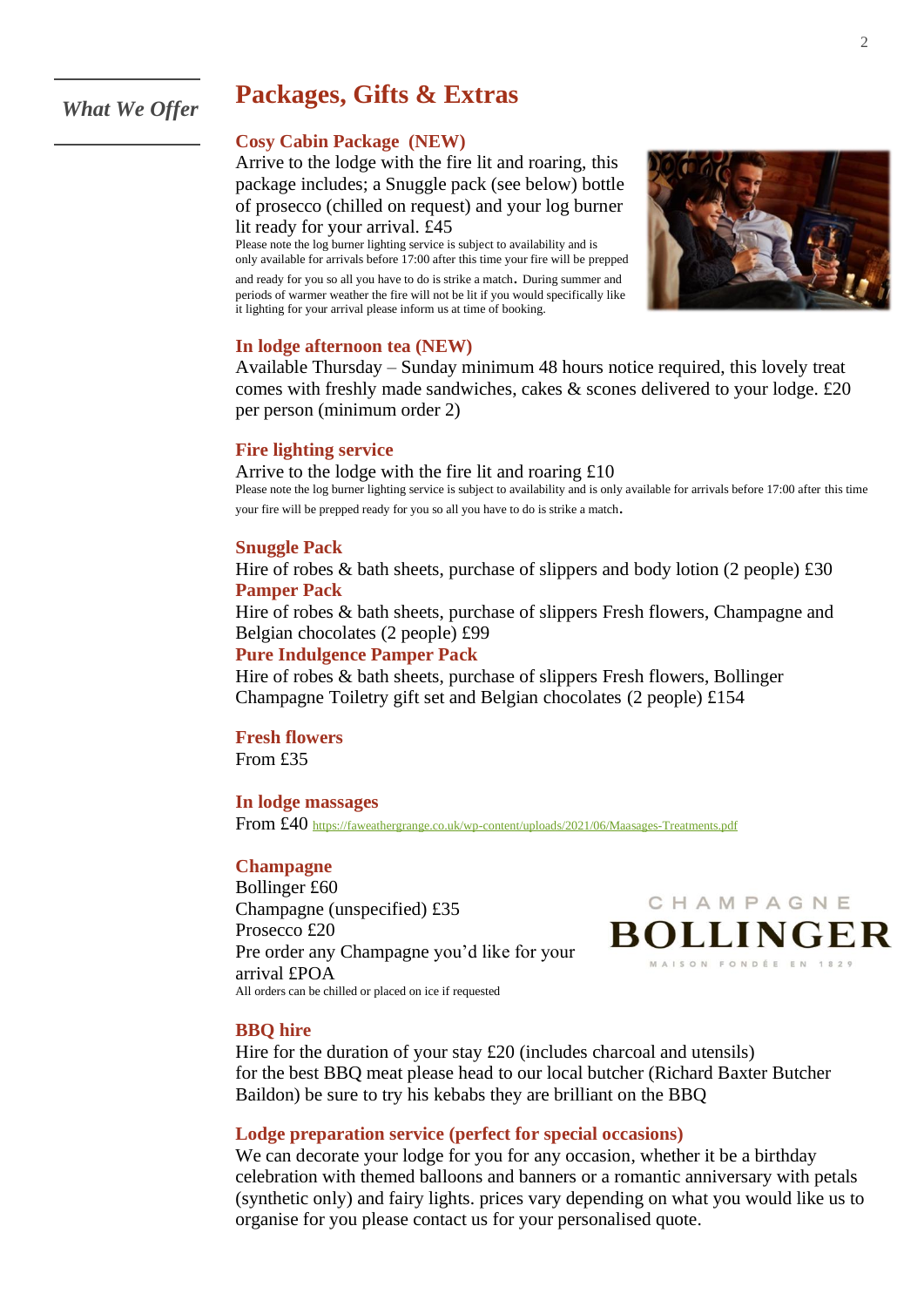*What We Offer*

# Packages, Gifts & Extras

## Cosy Cabin Package (NEW)

Arrive to the lodge with the fire lit and roaring, this package includes; a Snuggle pack (see below) bottle of prosecco (chilled on request) and your log burner lit ready for your arrival. £45

Please note the log burner lighting service is subject to availability and is only available for arrivals before 17:00 after this time your fire will be prepped and ready for you so all you have to do is strike a match. During summer and periods of warmer weather the fire will not be lit if you would specifically like it lighting for your arrival please inform us at time of booking.

## In lodge afternoon tea (NEW)

Available Thursday – Sunday minimum 48 hours notice required, this lovely treat comes with freshly made sandwiches, cakes & scones delivered to your lodge. £20 per person (minimum order 2)

## Fire lighting service

Arrive to the lodge with the fire lit and roaring £10

Please note the log burner lighting service is subject to availability and is only available for arrivals before 17:00 after this time your fire will be prepped ready for you so all you have to do is strike a match.

## Snuggle Pack

Hire of robes & bath sheets, purchase of slippers and body lotion (2 people) £30

## Pamper Pack

Hire of robes & bath sheets, purchase of slippers Fresh flowers, Champagne and Belgian chocolates (2 people) £99

## Pure Indulgence Pamper Pack

Hire of robes & bath sheets, purchase of slippers Fresh flowers, Bollinger Champagne Toiletry gift set and Belgian chocolates (2 people) £154

## Fresh flowers

From £35

## In lodge massages

From £40 https://faweathergrange.co.uk/wp-content/uploads/2021/06/Maasages-Treatments.pdf

## Champagne

Bollinger £60
Champagne (unspecified) £35
Prosecco £20
Pre order any Champagne you'd like for your arrival £POA

All orders can be chilled or placed on ice if requested

CHAMPAGNE
BOLLINGER
MAISON FONDÉE EN 1829

## BBQ hire

Hire for the duration of your stay £20 (includes charcoal and utensils)
for the best BBQ meat please head to our local butcher (Richard Baxter Butcher Baildon) be sure to try his kebabs they are brilliant on the BBQ

## Lodge preparation service (perfect for special occasions)

We can decorate your lodge for you for any occasion, whether it be a birthday celebration with themed balloons and banners or a romantic anniversary with petals (synthetic only) and fairy lights. prices vary depending on what you would like us to organise for you please contact us for your personalised quote.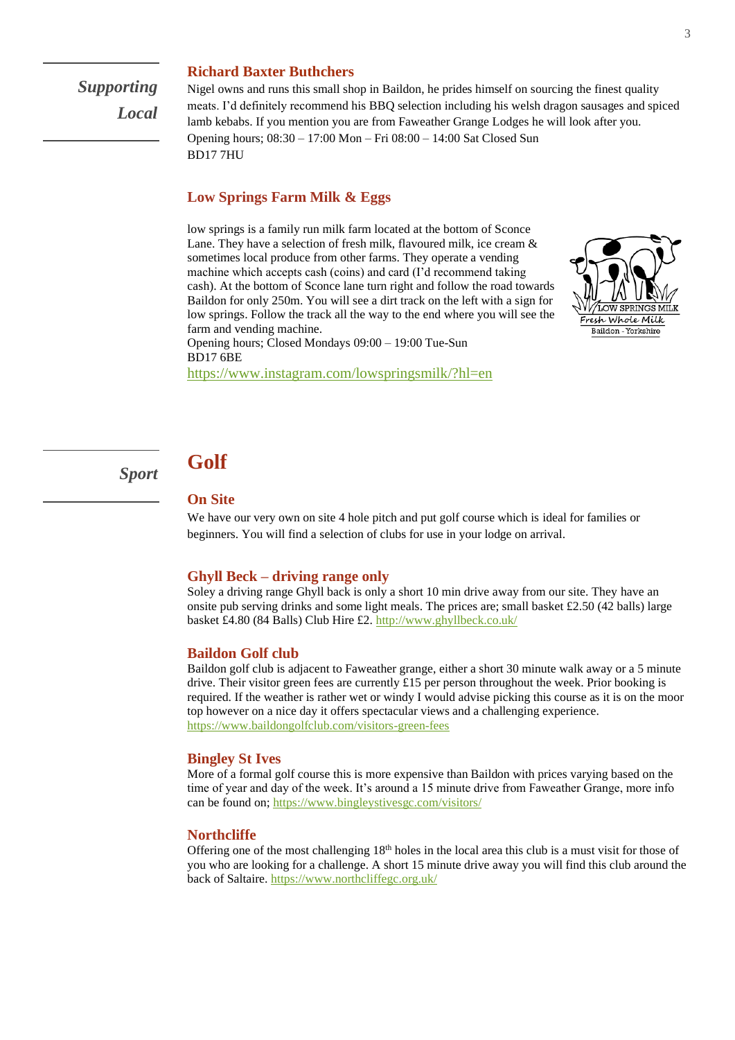## *Supporting Local*

### Richard Baxter Buthchers

Nigel owns and runs this small shop in Baildon, he prides himself on sourcing the finest quality meats. I'd definitely recommend his BBQ selection including his welsh dragon sausages and spiced lamb kebabs. If you mention you are from Faweather Grange Lodges he will look after you.
Opening hours; 08:30 – 17:00 Mon – Fri 08:00 – 14:00 Sat Closed Sun
BD17 7HU

### Low Springs Farm Milk & Eggs

low springs is a family run milk farm located at the bottom of Sconce Lane. They have a selection of fresh milk, flavoured milk, ice cream & sometimes local produce from other farms. They operate a vending machine which accepts cash (coins) and card (I'd recommend taking cash). At the bottom of Sconce lane turn right and follow the road towards Baildon for only 250m. You will see a dirt track on the left with a sign for low springs. Follow the track all the way to the end where you will see the farm and vending machine.
Opening hours; Closed Mondays 09:00 – 19:00 Tue-Sun
BD17 6BE
https://www.instagram.com/lowspringsmilk/?hl=en

LOW SPRINGS MILK
Fresh Whole Milk
Baildon - Yorkshire

## *Sport*

# Golf

### On Site

We have our very own on site 4 hole pitch and put golf course which is ideal for families or beginners. You will find a selection of clubs for use in your lodge on arrival.

### Ghyll Beck – driving range only

Soley a driving range Ghyll back is only a short 10 min drive away from our site. They have an onsite pub serving drinks and some light meals. The prices are; small basket £2.50 (42 balls) large basket £4.80 (84 Balls) Club Hire £2. http://www.ghyllbeck.co.uk/

### Baildon Golf club

Baildon golf club is adjacent to Faweather grange, either a short 30 minute walk away or a 5 minute drive. Their visitor green fees are currently £15 per person throughout the week. Prior booking is required. If the weather is rather wet or windy I would advise picking this course as it is on the moor top however on a nice day it offers spectacular views and a challenging experience.
https://www.baildongolfclub.com/visitors-green-fees

### Bingley St Ives

More of a formal golf course this is more expensive than Baildon with prices varying based on the time of year and day of the week. It's around a 15 minute drive from Faweather Grange, more info can be found on; https://www.bingleystivesgc.com/visitors/

### Northcliffe

Offering one of the most challenging 18th holes in the local area this club is a must visit for those of you who are looking for a challenge. A short 15 minute drive away you will find this club around the back of Saltaire. https://www.northcliffegc.org.uk/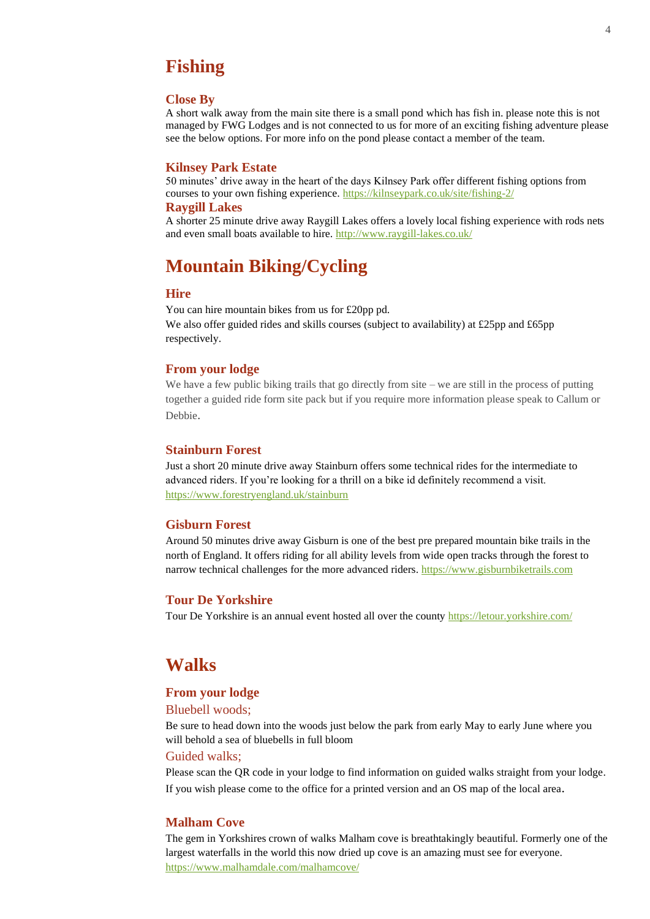# Fishing

## Close By

A short walk away from the main site there is a small pond which has fish in. please note this is not managed by FWG Lodges and is not connected to us for more of an exciting fishing adventure please see the below options. For more info on the pond please contact a member of the team.

## Kilnsey Park Estate

50 minutes' drive away in the heart of the days Kilnsey Park offer different fishing options from courses to your own fishing experience. https://kilnseypark.co.uk/site/fishing-2/

## Raygill Lakes

A shorter 25 minute drive away Raygill Lakes offers a lovely local fishing experience with rods nets and even small boats available to hire. http://www.raygill-lakes.co.uk/

# Mountain Biking/Cycling

## Hire

You can hire mountain bikes from us for £20pp pd.

We also offer guided rides and skills courses (subject to availability) at £25pp and £65pp respectively.

## From your lodge

We have a few public biking trails that go directly from site – we are still in the process of putting together a guided ride form site pack but if you require more information please speak to Callum or Debbie.

## Stainburn Forest

Just a short 20 minute drive away Stainburn offers some technical rides for the intermediate to advanced riders. If you're looking for a thrill on a bike id definitely recommend a visit. https://www.forestryengland.uk/stainburn

## Gisburn Forest

Around 50 minutes drive away Gisburn is one of the best pre prepared mountain bike trails in the north of England. It offers riding for all ability levels from wide open tracks through the forest to narrow technical challenges for the more advanced riders. https://www.gisburnbiketrails.com

## Tour De Yorkshire

Tour De Yorkshire is an annual event hosted all over the county https://letour.yorkshire.com/

# Walks

## From your lodge

### Bluebell woods;

Be sure to head down into the woods just below the park from early May to early June where you will behold a sea of bluebells in full bloom

### Guided walks;

Please scan the QR code in your lodge to find information on guided walks straight from your lodge. If you wish please come to the office for a printed version and an OS map of the local area.

## Malham Cove

The gem in Yorkshires crown of walks Malham cove is breathtakingly beautiful. Formerly one of the largest waterfalls in the world this now dried up cove is an amazing must see for everyone. https://www.malhamdale.com/malhamcove/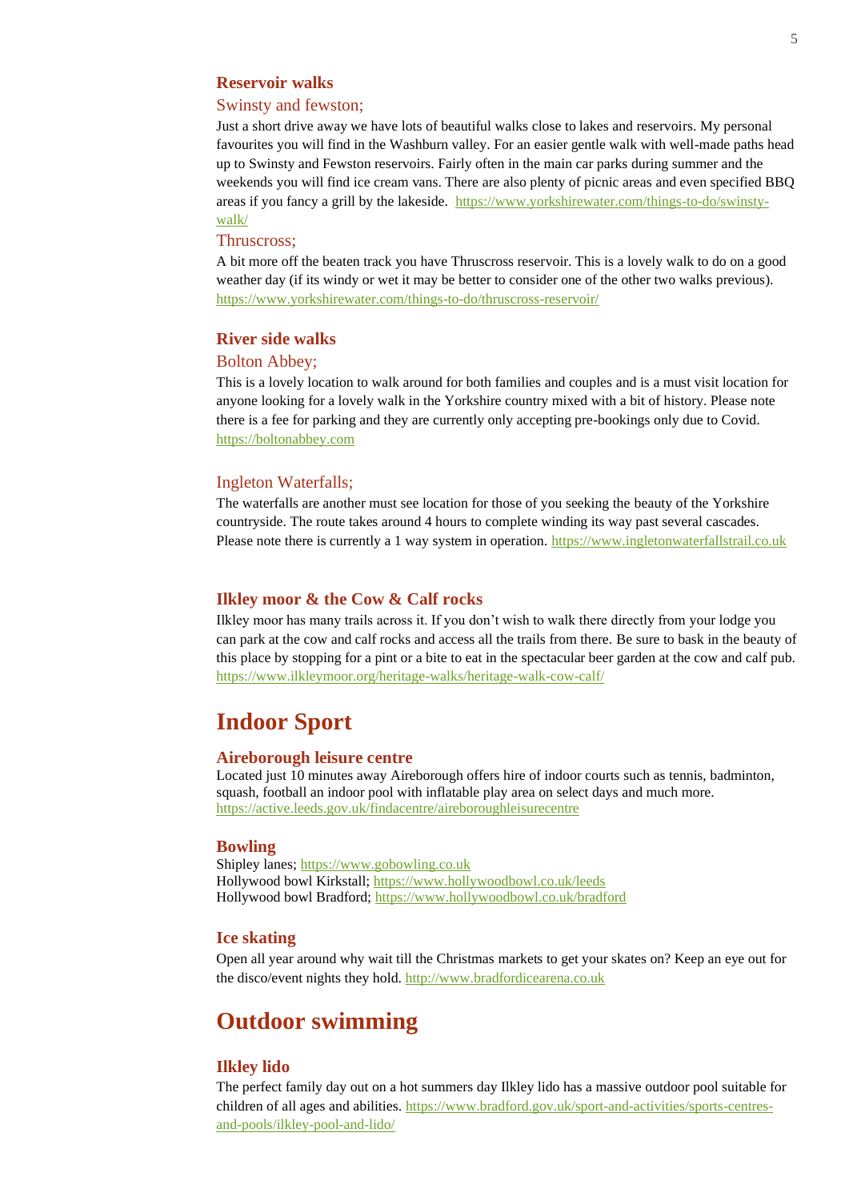### Reservoir walks

#### Swinsty and fewston;

Just a short drive away we have lots of beautiful walks close to lakes and reservoirs. My personal favourites you will find in the Washburn valley. For an easier gentle walk with well-made paths head up to Swinsty and Fewston reservoirs. Fairly often in the main car parks during summer and the weekends you will find ice cream vans. There are also plenty of picnic areas and even specified BBQ areas if you fancy a grill by the lakeside. https://www.yorkshirewater.com/things-to-do/swinsty-walk/

#### Thruscross;

A bit more off the beaten track you have Thruscross reservoir. This is a lovely walk to do on a good weather day (if its windy or wet it may be better to consider one of the other two walks previous). https://www.yorkshirewater.com/things-to-do/thruscross-reservoir/

### River side walks

#### Bolton Abbey;

This is a lovely location to walk around for both families and couples and is a must visit location for anyone looking for a lovely walk in the Yorkshire country mixed with a bit of history. Please note there is a fee for parking and they are currently only accepting pre-bookings only due to Covid. https://boltonabbey.com

#### Ingleton Waterfalls;

The waterfalls are another must see location for those of you seeking the beauty of the Yorkshire countryside. The route takes around 4 hours to complete winding its way past several cascades. Please note there is currently a 1 way system in operation. https://www.ingletonwaterfallstrail.co.uk

### Ilkley moor & the Cow & Calf rocks

Ilkley moor has many trails across it. If you don't wish to walk there directly from your lodge you can park at the cow and calf rocks and access all the trails from there. Be sure to bask in the beauty of this place by stopping for a pint or a bite to eat in the spectacular beer garden at the cow and calf pub. https://www.ilkleymoor.org/heritage-walks/heritage-walk-cow-calf/

## Indoor Sport

### Aireborough leisure centre

Located just 10 minutes away Aireborough offers hire of indoor courts such as tennis, badminton, squash, football an indoor pool with inflatable play area on select days and much more. https://active.leeds.gov.uk/findacentre/aireboroughleisurecentre

### Bowling

Shipley lanes; https://www.gobowling.co.uk
Hollywood bowl Kirkstall; https://www.hollywoodbowl.co.uk/leeds
Hollywood bowl Bradford; https://www.hollywoodbowl.co.uk/bradford

### Ice skating

Open all year around why wait till the Christmas markets to get your skates on? Keep an eye out for the disco/event nights they hold. http://www.bradfordicearena.co.uk

## Outdoor swimming

### Ilkley lido

The perfect family day out on a hot summers day Ilkley lido has a massive outdoor pool suitable for children of all ages and abilities. https://www.bradford.gov.uk/sport-and-activities/sports-centres-and-pools/ilkley-pool-and-lido/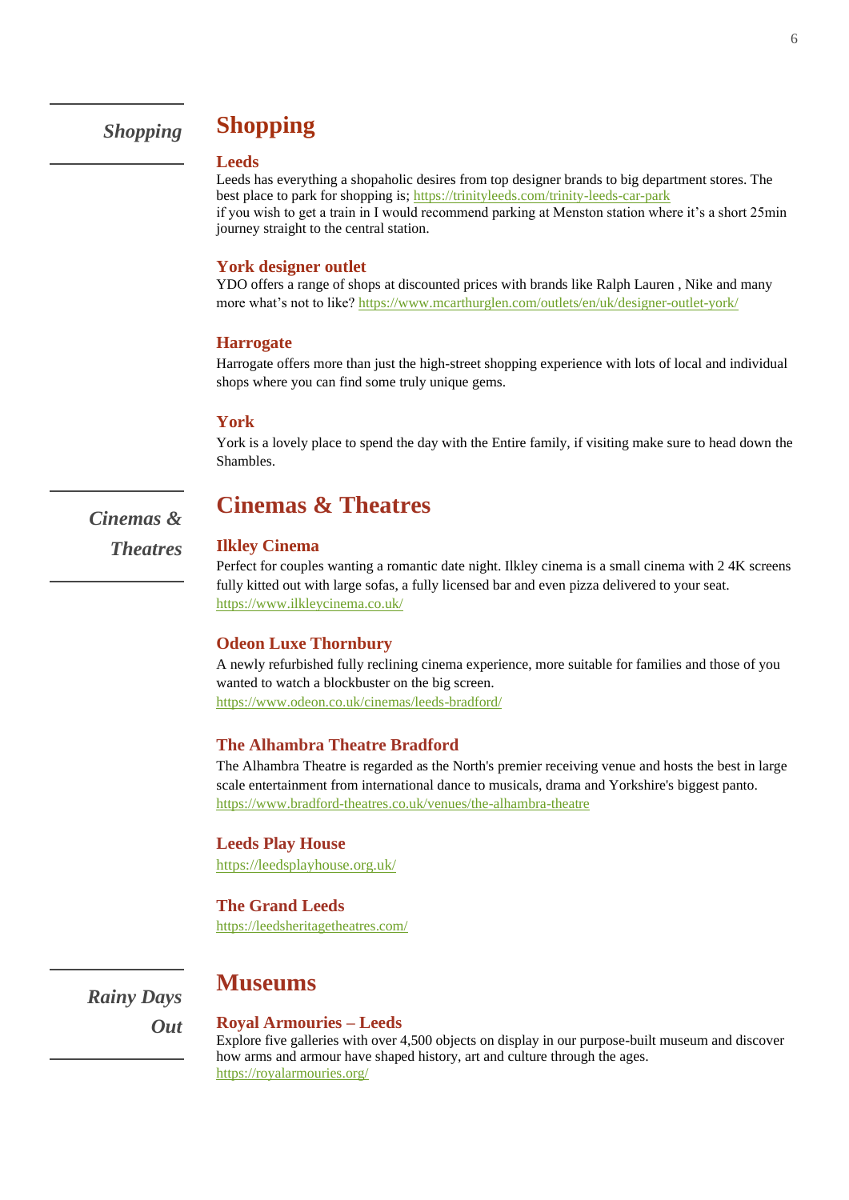*Shopping*

# Shopping

### Leeds

Leeds has everything a shopaholic desires from top designer brands to big department stores. The best place to park for shopping is; https://trinityleeds.com/trinity-leeds-car-park
if you wish to get a train in I would recommend parking at Menston station where it's a short 25min journey straight to the central station.

### York designer outlet

YDO offers a range of shops at discounted prices with brands like Ralph Lauren , Nike and many more what's not to like? https://www.mcarthurglen.com/outlets/en/uk/designer-outlet-york/

### Harrogate

Harrogate offers more than just the high-street shopping experience with lots of local and individual shops where you can find some truly unique gems.

### York

York is a lovely place to spend the day with the Entire family, if visiting make sure to head down the Shambles.

*Cinemas & Theatres*

# Cinemas & Theatres

### Ilkley Cinema

Perfect for couples wanting a romantic date night. Ilkley cinema is a small cinema with 2 4K screens fully kitted out with large sofas, a fully licensed bar and even pizza delivered to your seat.
https://www.ilkleycinema.co.uk/

### Odeon Luxe Thornbury

A newly refurbished fully reclining cinema experience, more suitable for families and those of you wanted to watch a blockbuster on the big screen.
https://www.odeon.co.uk/cinemas/leeds-bradford/

### The Alhambra Theatre Bradford

The Alhambra Theatre is regarded as the North's premier receiving venue and hosts the best in large scale entertainment from international dance to musicals, drama and Yorkshire's biggest panto.
https://www.bradford-theatres.co.uk/venues/the-alhambra-theatre

### Leeds Play House

https://leedsplayhouse.org.uk/

### The Grand Leeds

https://leedsheritagetheatres.com/

*Rainy Days Out*

# Museums

### Royal Armouries – Leeds

Explore five galleries with over 4,500 objects on display in our purpose-built museum and discover how arms and armour have shaped history, art and culture through the ages.
https://royalarmouries.org/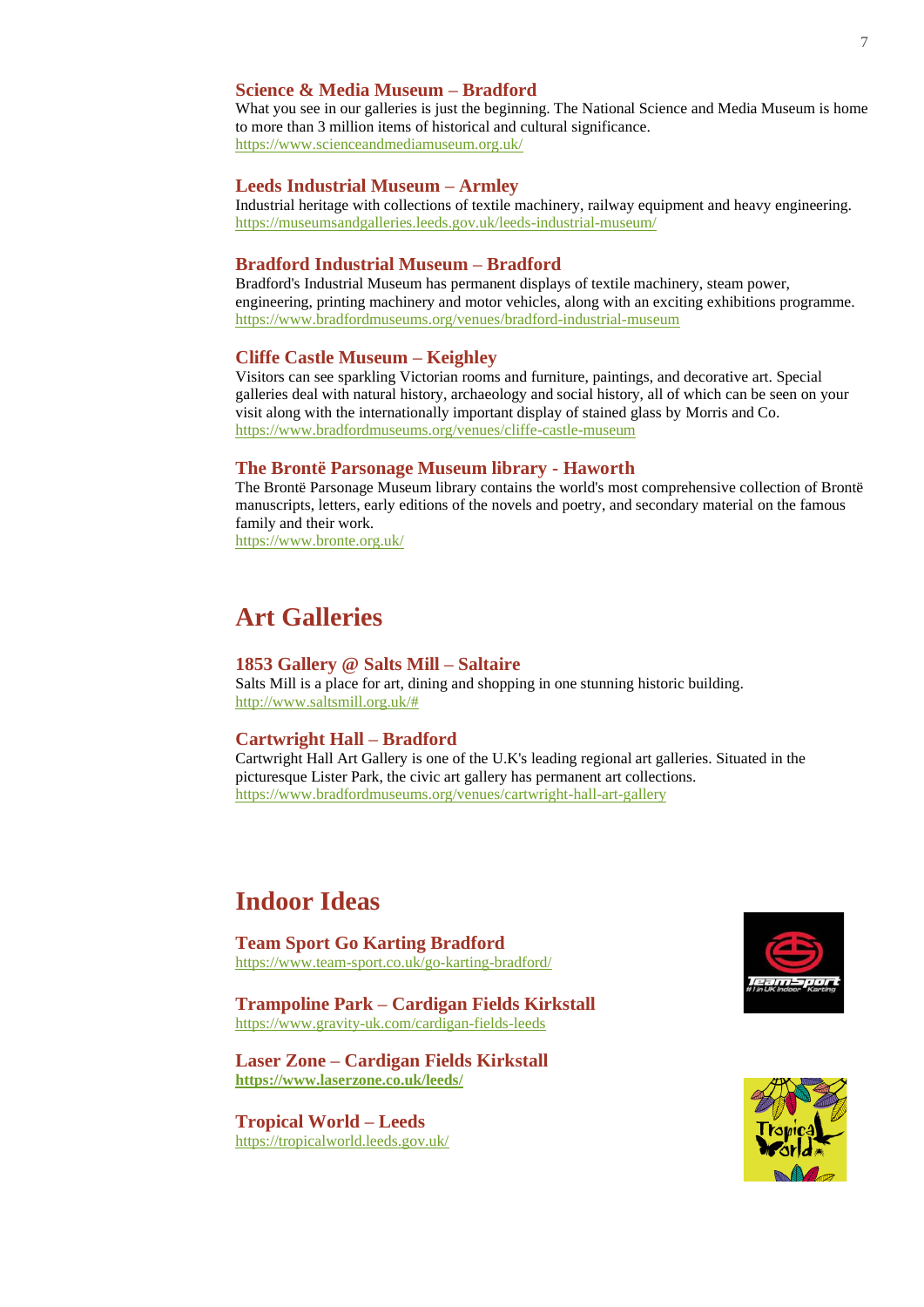### Science & Media Museum – Bradford

What you see in our galleries is just the beginning. The National Science and Media Museum is home to more than 3 million items of historical and cultural significance.
https://www.scienceandmediamuseum.org.uk/

### Leeds Industrial Museum – Armley

Industrial heritage with collections of textile machinery, railway equipment and heavy engineering.
https://museumsandgalleries.leeds.gov.uk/leeds-industrial-museum/

### Bradford Industrial Museum – Bradford

Bradford's Industrial Museum has permanent displays of textile machinery, steam power, engineering, printing machinery and motor vehicles, along with an exciting exhibitions programme.
https://www.bradfordmuseums.org/venues/bradford-industrial-museum

### Cliffe Castle Museum – Keighley

Visitors can see sparkling Victorian rooms and furniture, paintings, and decorative art. Special galleries deal with natural history, archaeology and social history, all of which can be seen on your visit along with the internationally important display of stained glass by Morris and Co.
https://www.bradfordmuseums.org/venues/cliffe-castle-museum

### The Brontë Parsonage Museum library - Haworth

The Brontë Parsonage Museum library contains the world's most comprehensive collection of Brontë manuscripts, letters, early editions of the novels and poetry, and secondary material on the famous family and their work.
https://www.bronte.org.uk/

## Art Galleries

### 1853 Gallery @ Salts Mill – Saltaire

Salts Mill is a place for art, dining and shopping in one stunning historic building.
http://www.saltsmill.org.uk/#

### Cartwright Hall – Bradford

Cartwright Hall Art Gallery is one of the U.K's leading regional art galleries. Situated in the picturesque Lister Park, the civic art gallery has permanent art collections.
https://www.bradfordmuseums.org/venues/cartwright-hall-art-gallery

## Indoor Ideas

### Team Sport Go Karting Bradford

https://www.team-sport.co.uk/go-karting-bradford/

### Trampoline Park – Cardigan Fields Kirkstall

https://www.gravity-uk.com/cardigan-fields-leeds

### Laser Zone – Cardigan Fields Kirkstall

**https://www.laserzone.co.uk/leeds/**

### Tropical World – Leeds

https://tropicalworld.leeds.gov.uk/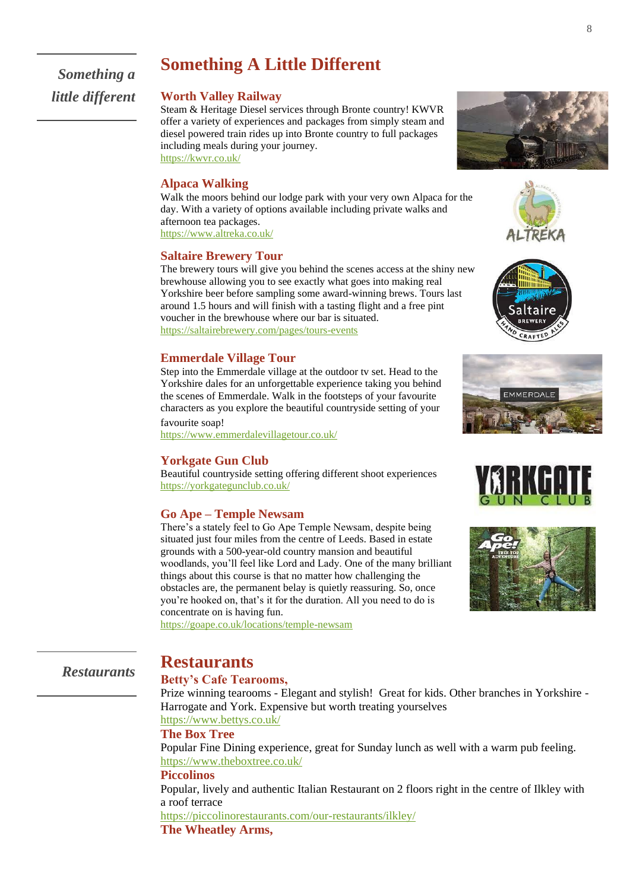*Something a little different*

# Something A Little Different

## Worth Valley Railway

Steam & Heritage Diesel services through Bronte country! KWVR offer a variety of experiences and packages from simply steam and diesel powered train rides up into Bronte country to full packages including meals during your journey.
https://kwvr.co.uk/

## Alpaca Walking

Walk the moors behind our lodge park with your very own Alpaca for the day. With a variety of options available including private walks and afternoon tea packages.
https://www.altreka.co.uk/

## Saltaire Brewery Tour

The brewery tours will give you behind the scenes access at the shiny new brewhouse allowing you to see exactly what goes into making real Yorkshire beer before sampling some award-winning brews. Tours last around 1.5 hours and will finish with a tasting flight and a free pint voucher in the brewhouse where our bar is situated.
https://saltairebrewery.com/pages/tours-events

## Emmerdale Village Tour

Step into the Emmerdale village at the outdoor tv set. Head to the Yorkshire dales for an unforgettable experience taking you behind the scenes of Emmerdale. Walk in the footsteps of your favourite characters as you explore the beautiful countryside setting of your favourite soap!
https://www.emmerdalevillagetour.co.uk/

## Yorkgate Gun Club

Beautiful countryside setting offering different shoot experiences
https://yorkgategunclub.co.uk/

## Go Ape – Temple Newsam

There's a stately feel to Go Ape Temple Newsam, despite being situated just four miles from the centre of Leeds. Based in estate grounds with a 500-year-old country mansion and beautiful woodlands, you'll feel like Lord and Lady. One of the many brilliant things about this course is that no matter how challenging the obstacles are, the permanent belay is quietly reassuring. So, once you're hooked on, that's it for the duration. All you need to do is concentrate on is having fun.
https://goape.co.uk/locations/temple-newsam

*Restaurants*

# Restaurants

## Betty's Cafe Tearooms,

Prize winning tearooms - Elegant and stylish! Great for kids. Other branches in Yorkshire - Harrogate and York. Expensive but worth treating yourselves
https://www.bettys.co.uk/

## The Box Tree

Popular Fine Dining experience, great for Sunday lunch as well with a warm pub feeling.
https://www.theboxtree.co.uk/

## Piccolinos

Popular, lively and authentic Italian Restaurant on 2 floors right in the centre of Ilkley with a roof terrace
https://piccolinorestaurants.com/our-restaurants/ilkley/

## The Wheatley Arms,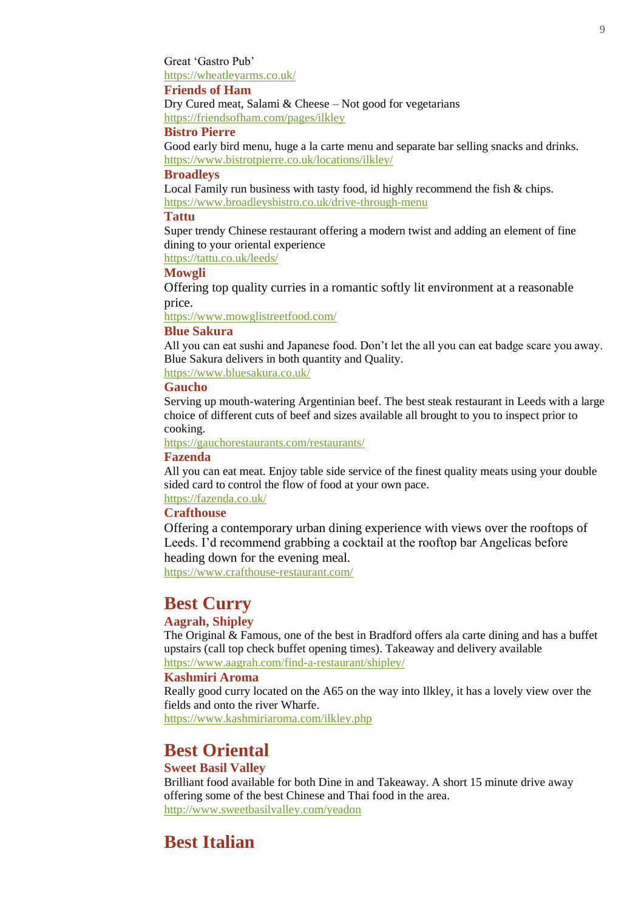Great 'Gastro Pub'
https://wheatleyarms.co.uk/

### Friends of Ham

Dry Cured meat, Salami & Cheese – Not good for vegetarians
https://friendsofham.com/pages/ilkley

### Bistro Pierre

Good early bird menu, huge a la carte menu and separate bar selling snacks and drinks.
https://www.bistrotpierre.co.uk/locations/ilkley/

### Broadleys

Local Family run business with tasty food, id highly recommend the fish & chips.
https://www.broadleysbistro.co.uk/drive-through-menu

### Tattu

Super trendy Chinese restaurant offering a modern twist and adding an element of fine dining to your oriental experience
https://tattu.co.uk/leeds/

### Mowgli

Offering top quality curries in a romantic softly lit environment at a reasonable price.
https://www.mowglistreetfood.com/

### Blue Sakura

All you can eat sushi and Japanese food. Don't let the all you can eat badge scare you away. Blue Sakura delivers in both quantity and Quality.
https://www.bluesakura.co.uk/

### Gaucho

Serving up mouth-watering Argentinian beef. The best steak restaurant in Leeds with a large choice of different cuts of beef and sizes available all brought to you to inspect prior to cooking.
https://gauchorestaurants.com/restaurants/

### Fazenda

All you can eat meat. Enjoy table side service of the finest quality meats using your double sided card to control the flow of food at your own pace.
https://fazenda.co.uk/

### Crafthouse

Offering a contemporary urban dining experience with views over the rooftops of Leeds. I'd recommend grabbing a cocktail at the rooftop bar Angelicas before heading down for the evening meal.
https://www.crafthouse-restaurant.com/

## Best Curry

### Aagrah, Shipley

The Original & Famous, one of the best in Bradford offers ala carte dining and has a buffet upstairs (call top check buffet opening times). Takeaway and delivery available
https://www.aagrah.com/find-a-restaurant/shipley/

### Kashmiri Aroma

Really good curry located on the A65 on the way into Ilkley, it has a lovely view over the fields and onto the river Wharfe.
https://www.kashmiriaroma.com/ilkley.php

## Best Oriental

### Sweet Basil Valley

Brilliant food available for both Dine in and Takeaway. A short 15 minute drive away offering some of the best Chinese and Thai food in the area.
http://www.sweetbasilvalley.com/yeadon

## Best Italian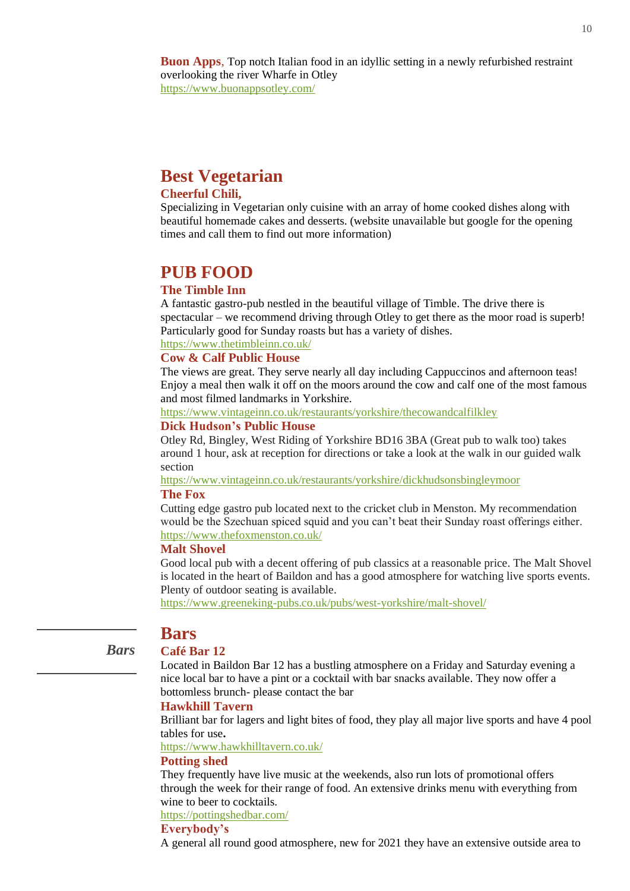**Buon Apps**, Top notch Italian food in an idyllic setting in a newly refurbished restraint overlooking the river Wharfe in Otley
https://www.buonappsotley.com/

## Best Vegetarian

### Cheerful Chili,

Specializing in Vegetarian only cuisine with an array of home cooked dishes along with beautiful homemade cakes and desserts. (website unavailable but google for the opening times and call them to find out more information)

## PUB FOOD

### The Timble Inn

A fantastic gastro-pub nestled in the beautiful village of Timble. The drive there is spectacular – we recommend driving through Otley to get there as the moor road is superb! Particularly good for Sunday roasts but has a variety of dishes.
https://www.thetimbleinn.co.uk/

### Cow & Calf Public House

The views are great. They serve nearly all day including Cappuccinos and afternoon teas! Enjoy a meal then walk it off on the moors around the cow and calf one of the most famous and most filmed landmarks in Yorkshire.
https://www.vintageinn.co.uk/restaurants/yorkshire/thecowandcalfilkley

### Dick Hudson's Public House

Otley Rd, Bingley, West Riding of Yorkshire BD16 3BA (Great pub to walk too) takes around 1 hour, ask at reception for directions or take a look at the walk in our guided walk section
https://www.vintageinn.co.uk/restaurants/yorkshire/dickhudsonsbingleymoor

### The Fox

Cutting edge gastro pub located next to the cricket club in Menston. My recommendation would be the Szechuan spiced squid and you can't beat their Sunday roast offerings either.
https://www.thefoxmenston.co.uk/

### Malt Shovel

Good local pub with a decent offering of pub classics at a reasonable price. The Malt Shovel is located in the heart of Baildon and has a good atmosphere for watching live sports events. Plenty of outdoor seating is available.
https://www.greeneking-pubs.co.uk/pubs/west-yorkshire/malt-shovel/

*Bars*

## Bars

### Café Bar 12

Located in Baildon Bar 12 has a bustling atmosphere on a Friday and Saturday evening a nice local bar to have a pint or a cocktail with bar snacks available. They now offer a bottomless brunch- please contact the bar

### Hawkhill Tavern

Brilliant bar for lagers and light bites of food, they play all major live sports and have 4 pool tables for use**.**
https://www.hawkhilltavern.co.uk/

### Potting shed

They frequently have live music at the weekends, also run lots of promotional offers through the week for their range of food. An extensive drinks menu with everything from wine to beer to cocktails.
https://pottingshedbar.com/

### Everybody's

A general all round good atmosphere, new for 2021 they have an extensive outside area to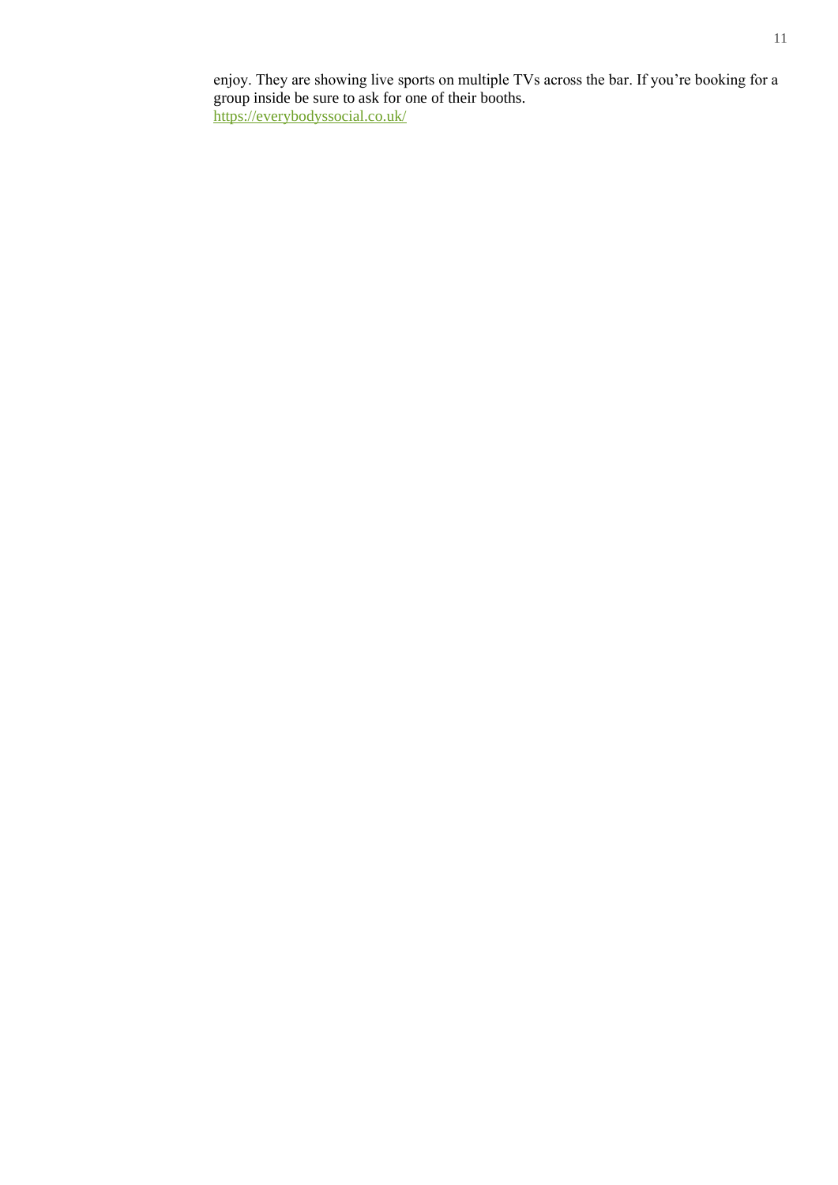enjoy. They are showing live sports on multiple TVs across the bar. If you're booking for a group inside be sure to ask for one of their booths.
https://everybodyssocial.co.uk/